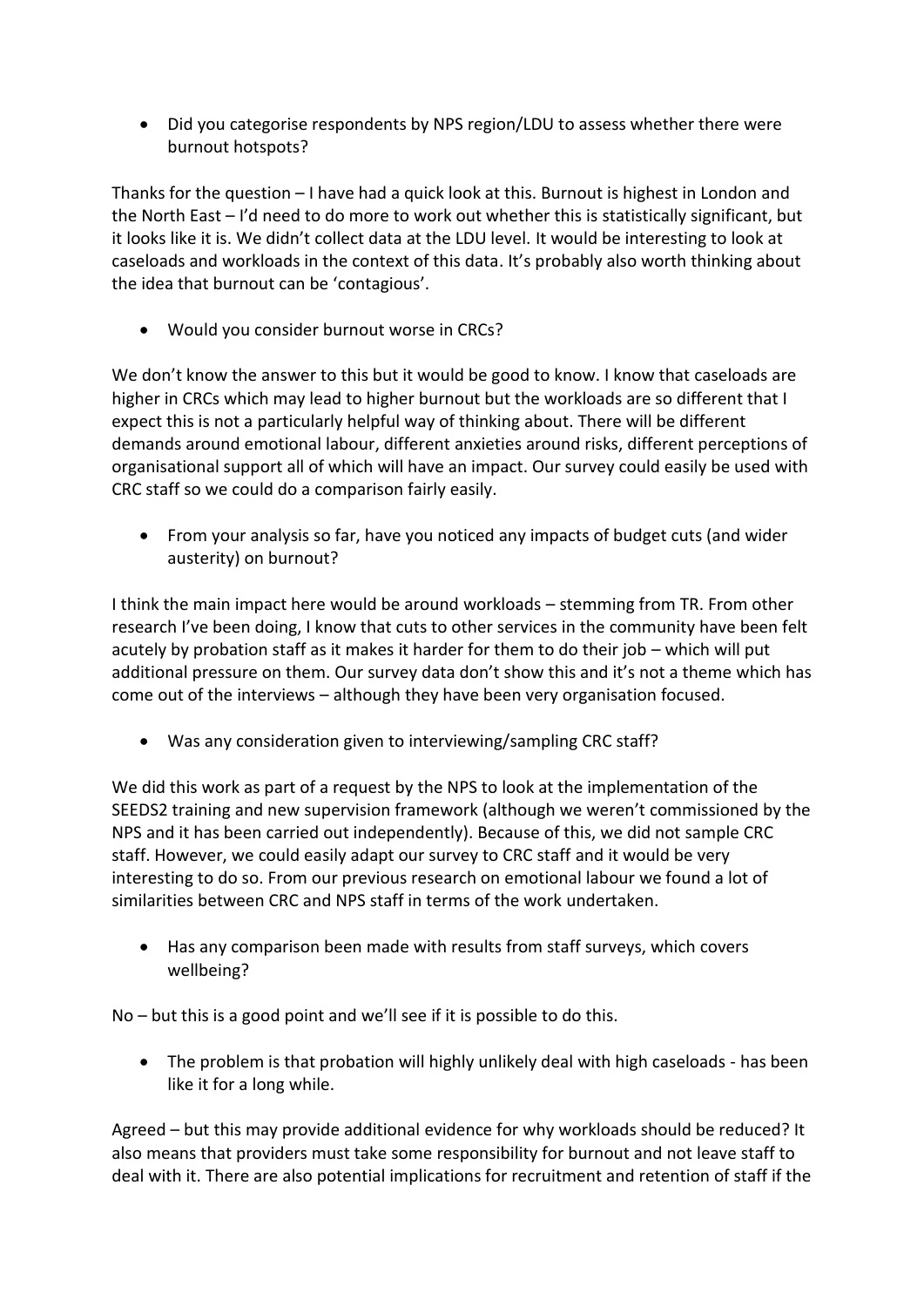- Did you categorise respondents by NPS region/LDU to assess whether there were burnout hotspots?

Thanks for the question – I have had a quick look at this. Burnout is highest in London and the North East – I'd need to do more to work out whether this is statistically significant, but it looks like it is. We didn't collect data at the LDU level. It would be interesting to look at caseloads and workloads in the context of this data. It's probably also worth thinking about the idea that burnout can be 'contagious'.

- Would you consider burnout worse in CRCs?

We don't know the answer to this but it would be good to know. I know that caseloads are higher in CRCs which may lead to higher burnout but the workloads are so different that I expect this is not a particularly helpful way of thinking about. There will be different demands around emotional labour, different anxieties around risks, different perceptions of organisational support all of which will have an impact. Our survey could easily be used with CRC staff so we could do a comparison fairly easily.

- From your analysis so far, have you noticed any impacts of budget cuts (and wider austerity) on burnout?

I think the main impact here would be around workloads – stemming from TR. From other research I've been doing, I know that cuts to other services in the community have been felt acutely by probation staff as it makes it harder for them to do their job – which will put additional pressure on them. Our survey data don't show this and it's not a theme which has come out of the interviews – although they have been very organisation focused.

- Was any consideration given to interviewing/sampling CRC staff?

We did this work as part of a request by the NPS to look at the implementation of the SEEDS2 training and new supervision framework (although we weren't commissioned by the NPS and it has been carried out independently). Because of this, we did not sample CRC staff. However, we could easily adapt our survey to CRC staff and it would be very interesting to do so. From our previous research on emotional labour we found a lot of similarities between CRC and NPS staff in terms of the work undertaken.

- Has any comparison been made with results from staff surveys, which covers wellbeing?

No – but this is a good point and we'll see if it is possible to do this.

- The problem is that probation will highly unlikely deal with high caseloads - has been like it for a long while.

Agreed – but this may provide additional evidence for why workloads should be reduced? It also means that providers must take some responsibility for burnout and not leave staff to deal with it. There are also potential implications for recruitment and retention of staff if the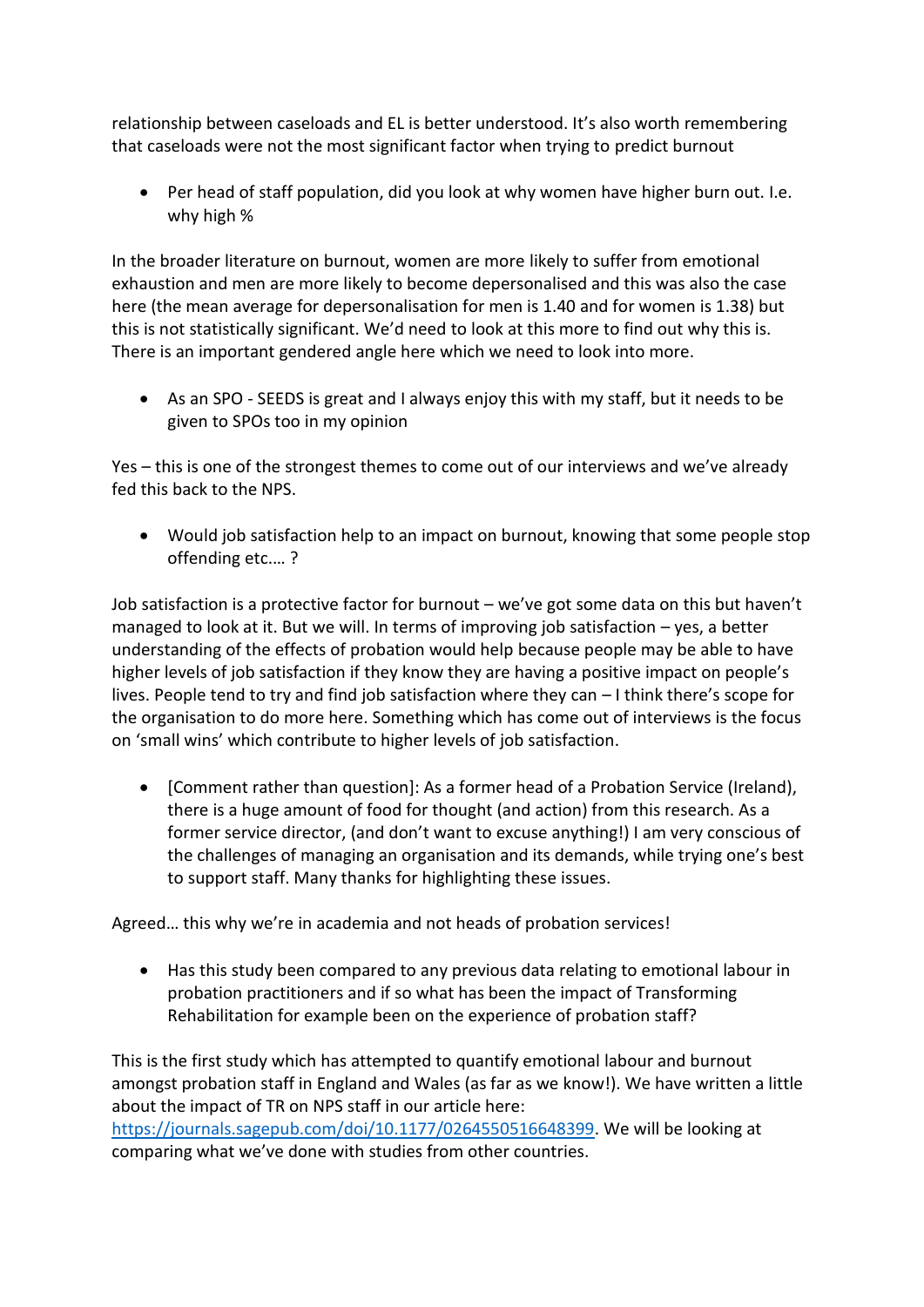relationship between caseloads and EL is better understood. It's also worth remembering that caseloads were not the most significant factor when trying to predict burnout

- Per head of staff population, did you look at why women have higher burn out. I.e. why high %

In the broader literature on burnout, women are more likely to suffer from emotional exhaustion and men are more likely to become depersonalised and this was also the case here (the mean average for depersonalisation for men is 1.40 and for women is 1.38) but this is not statistically significant. We'd need to look at this more to find out why this is. There is an important gendered angle here which we need to look into more.

- As an SPO - SEEDS is great and I always enjoy this with my staff, but it needs to be given to SPOs too in my opinion

Yes – this is one of the strongest themes to come out of our interviews and we've already fed this back to the NPS.

- Would job satisfaction help to an impact on burnout, knowing that some people stop offending etc.… ?

Job satisfaction is a protective factor for burnout – we've got some data on this but haven't managed to look at it. But we will. In terms of improving job satisfaction – yes, a better understanding of the effects of probation would help because people may be able to have higher levels of job satisfaction if they know they are having a positive impact on people's lives. People tend to try and find job satisfaction where they can – I think there's scope for the organisation to do more here. Something which has come out of interviews is the focus on 'small wins' which contribute to higher levels of job satisfaction.

- [Comment rather than question]: As a former head of a Probation Service (Ireland), there is a huge amount of food for thought (and action) from this research. As a former service director, (and don't want to excuse anything!) I am very conscious of the challenges of managing an organisation and its demands, while trying one's best to support staff. Many thanks for highlighting these issues.

Agreed… this why we're in academia and not heads of probation services!

- Has this study been compared to any previous data relating to emotional labour in probation practitioners and if so what has been the impact of Transforming Rehabilitation for example been on the experience of probation staff?

This is the first study which has attempted to quantify emotional labour and burnout amongst probation staff in England and Wales (as far as we know!). We have written a little about the impact of TR on NPS staff in our article here: [https://journals.sagepub.com/doi/10.1177/0264550516648399](https://journals.sagepub.com/doi/10.1177/0264550516648399). We will be looking at comparing what we've done with studies from other countries.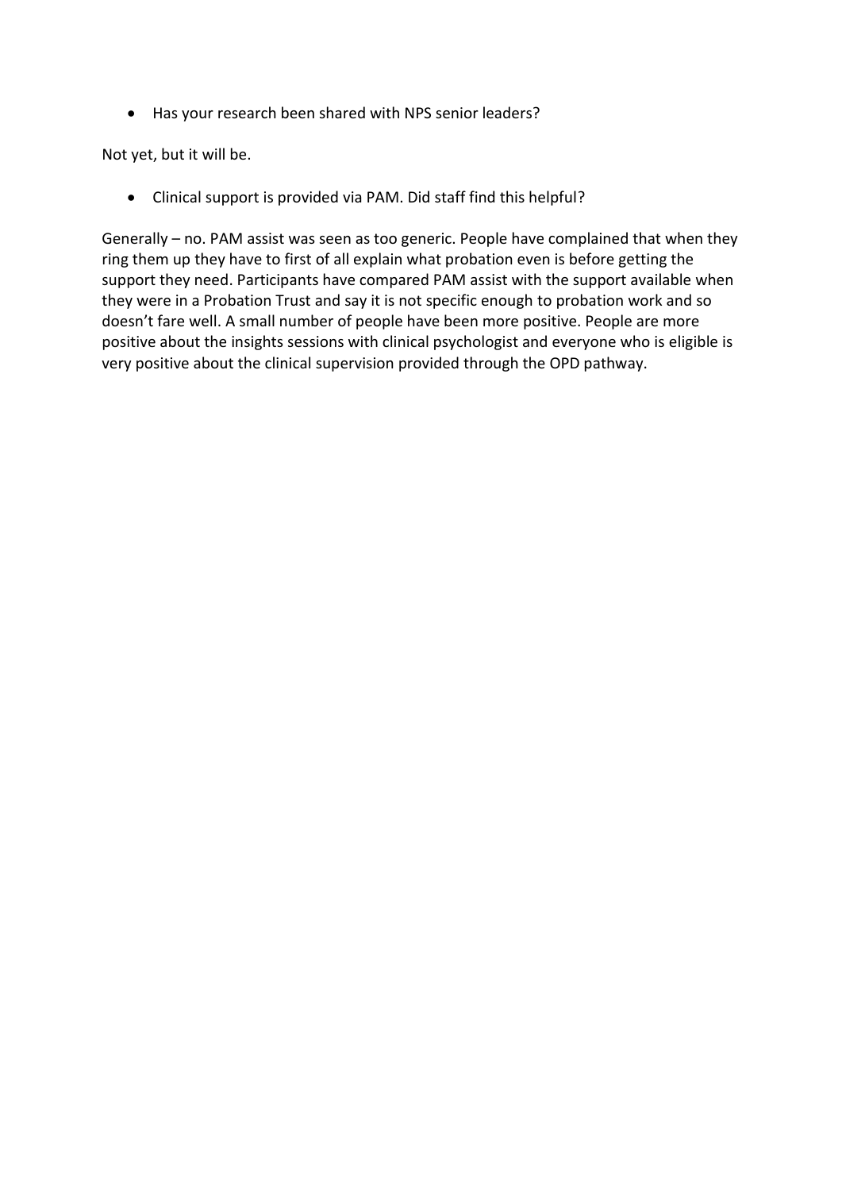- Has your research been shared with NPS senior leaders?

Not yet, but it will be.

- Clinical support is provided via PAM. Did staff find this helpful?

Generally – no. PAM assist was seen as too generic. People have complained that when they ring them up they have to first of all explain what probation even is before getting the support they need. Participants have compared PAM assist with the support available when they were in a Probation Trust and say it is not specific enough to probation work and so doesn't fare well. A small number of people have been more positive. People are more positive about the insights sessions with clinical psychologist and everyone who is eligible is very positive about the clinical supervision provided through the OPD pathway.